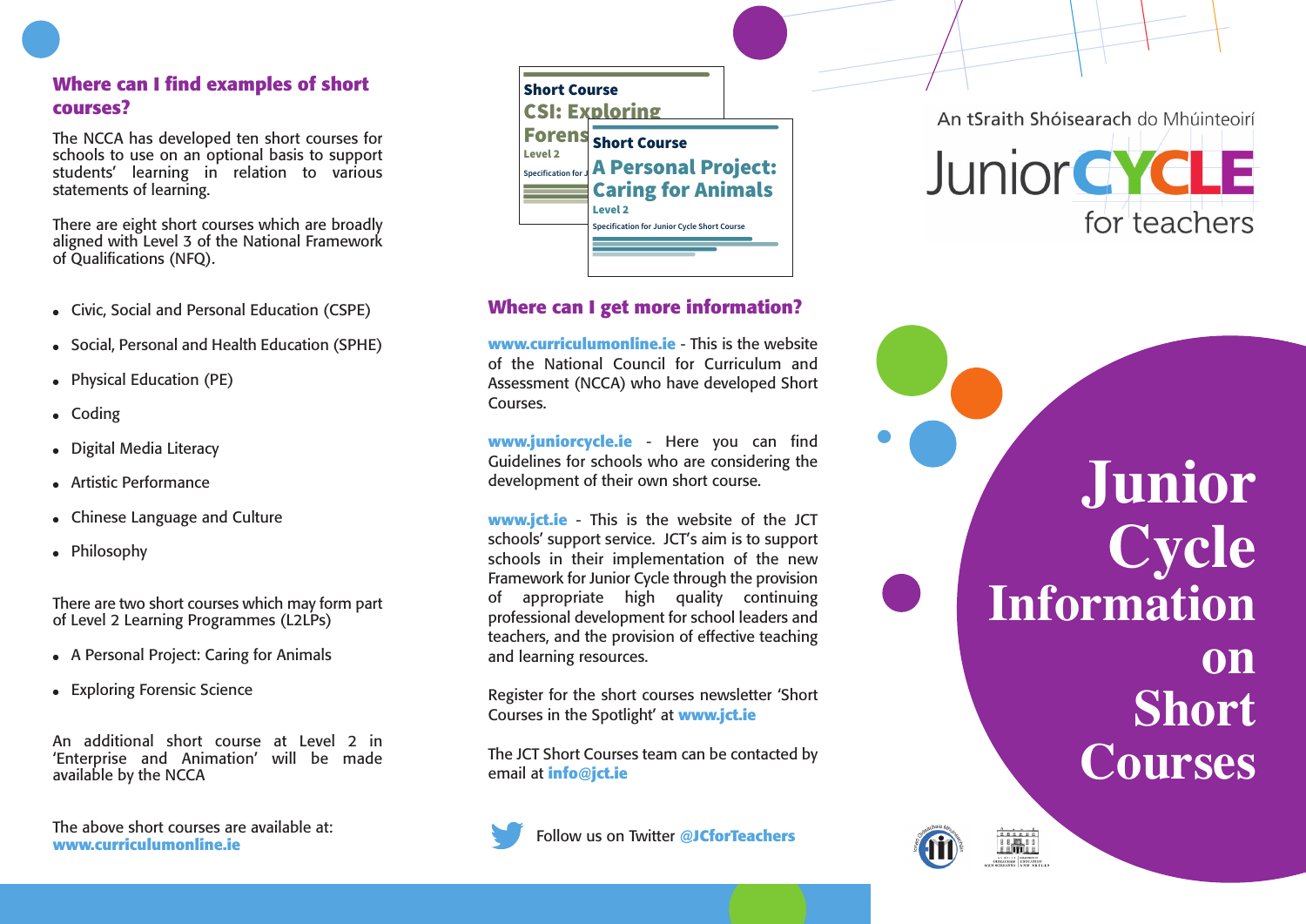## Where can I find examples of short courses?

The NCCA has developed ten short courses for schools to use on an optional basis to support students' learning in relation to various statements of learning.

There are eight short courses which are broadly aligned with Level 3 of the National Framework of Qualifications (NFQ).

- Civic, Social and Personal Education (CSPE)
- Social, Personal and Health Education (SPHE)
- Physical Education (PE)
- Coding
- Digital Media Literacy
- Artistic Performance
- Chinese Language and Culture
- Philosophy

There are two short courses which may form part of Level 2 Learning Programmes (L2LPs)

- A Personal Project: Caring for Animals
- Exploring Forensic Science

An additional short course at Level 2 in 'Enterprise and Animation' will be made available by the NCCA

The above short courses are available at: **www.curriculumonline.ie**

Short Course
CSI: Exploring Forens...
Level 2
Specification for J...

Short Course
A Personal Project: Caring for Animals
Level 2
Specification for Junior Cycle Short Course

## Where can I get more information?

**www.curriculumonline.ie** - This is the website of the National Council for Curriculum and Assessment (NCCA) who have developed Short Courses.

**www.juniorcycle.ie** - Here you can find Guidelines for schools who are considering the development of their own short course.

**www.jct.ie** - This is the website of the JCT schools' support service. JCT's aim is to support schools in their implementation of the new Framework for Junior Cycle through the provision of appropriate high quality continuing professional development for school leaders and teachers, and the provision of effective teaching and learning resources.

Register for the short courses newsletter 'Short Courses in the Spotlight' at **www.jct.ie**

The JCT Short Courses team can be contacted by email at **info@jct.ie**

Follow us on Twitter **@JCforTeachers**

An tSraith Shóisearach do Mhúinteoirí

Junior CYCLE for teachers

# Junior Cycle Information on Short Courses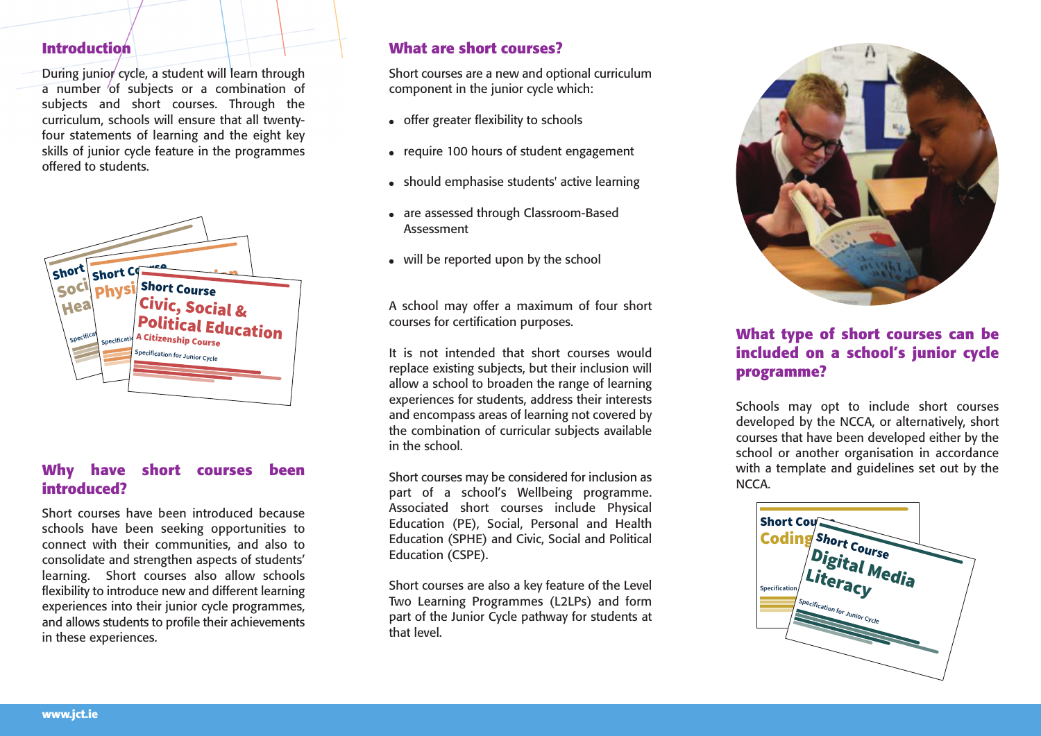## Introduction

During junior cycle, a student will learn through a number of subjects or a combination of subjects and short courses. Through the curriculum, schools will ensure that all twenty-four statements of learning and the eight key skills of junior cycle feature in the programmes offered to students.

## Why have short courses been introduced?

Short courses have been introduced because schools have been seeking opportunities to connect with their communities, and also to consolidate and strengthen aspects of students' learning. Short courses also allow schools flexibility to introduce new and different learning experiences into their junior cycle programmes, and allows students to profile their achievements in these experiences.

## What are short courses?

Short courses are a new and optional curriculum component in the junior cycle which:

- offer greater flexibility to schools
- require 100 hours of student engagement
- should emphasise students' active learning
- are assessed through Classroom-Based Assessment
- will be reported upon by the school

A school may offer a maximum of four short courses for certification purposes.

It is not intended that short courses would replace existing subjects, but their inclusion will allow a school to broaden the range of learning experiences for students, address their interests and encompass areas of learning not covered by the combination of curricular subjects available in the school.

Short courses may be considered for inclusion as part of a school's Wellbeing programme. Associated short courses include Physical Education (PE), Social, Personal and Health Education (SPHE) and Civic, Social and Political Education (CSPE).

Short courses are also a key feature of the Level Two Learning Programmes (L2LPs) and form part of the Junior Cycle pathway for students at that level.

## What type of short courses can be included on a school's junior cycle programme?

Schools may opt to include short courses developed by the NCCA, or alternatively, short courses that have been developed either by the school or another organisation in accordance with a template and guidelines set out by the NCCA.